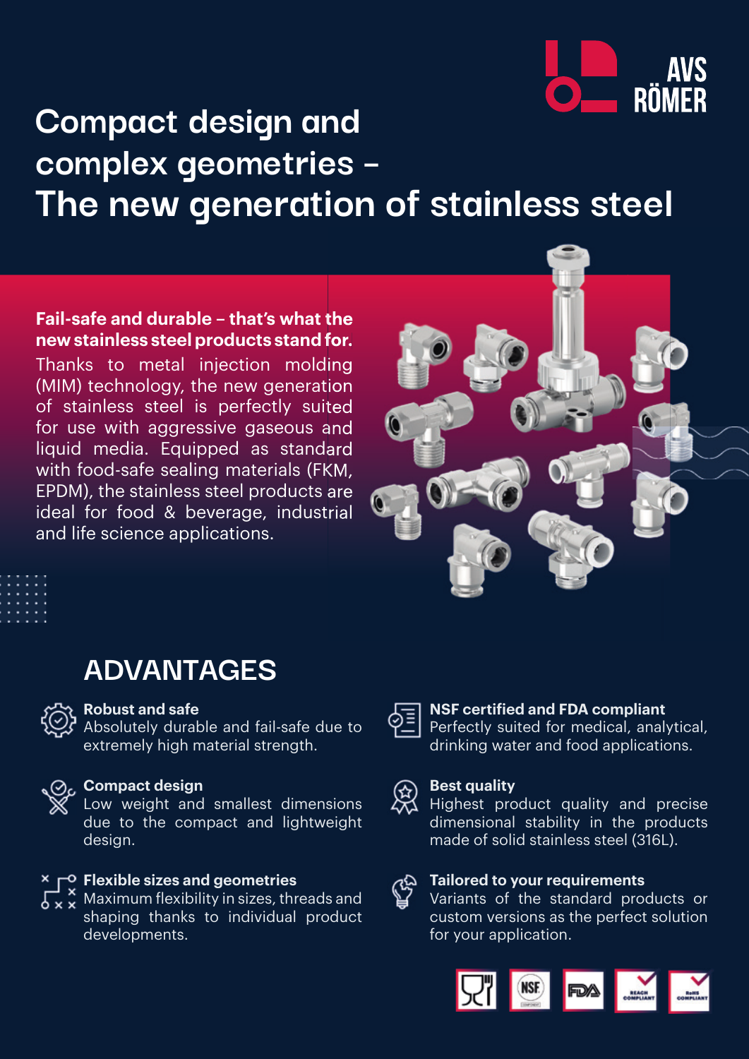# Compact design and complex geometries – The new generation of stainless steel

**Fail-safe and durable – that's what the new stainless steel products stand for.**
Thanks to metal injection molding (MIM) technology, the new generation of stainless steel is perfectly suited for use with aggressive gaseous and liquid media. Equipped as standard with food-safe sealing materials (FKM, EPDM), the stainless steel products are ideal for food & beverage, industrial and life science applications.

## ADVANTAGES

**Robust and safe**
Absolutely durable and fail-safe due to extremely high material strength.

**Compact design**
Low weight and smallest dimensions due to the compact and lightweight design.

**Flexible sizes and geometries**
Maximum flexibility in sizes, threads and shaping thanks to individual product developments.

**NSF certified and FDA compliant**
Perfectly suited for medical, analytical, drinking water and food applications.

**Best quality**
Highest product quality and precise dimensional stability in the products made of solid stainless steel (316L).

**Tailored to your requirements**
Variants of the standard products or custom versions as the perfect solution for your application.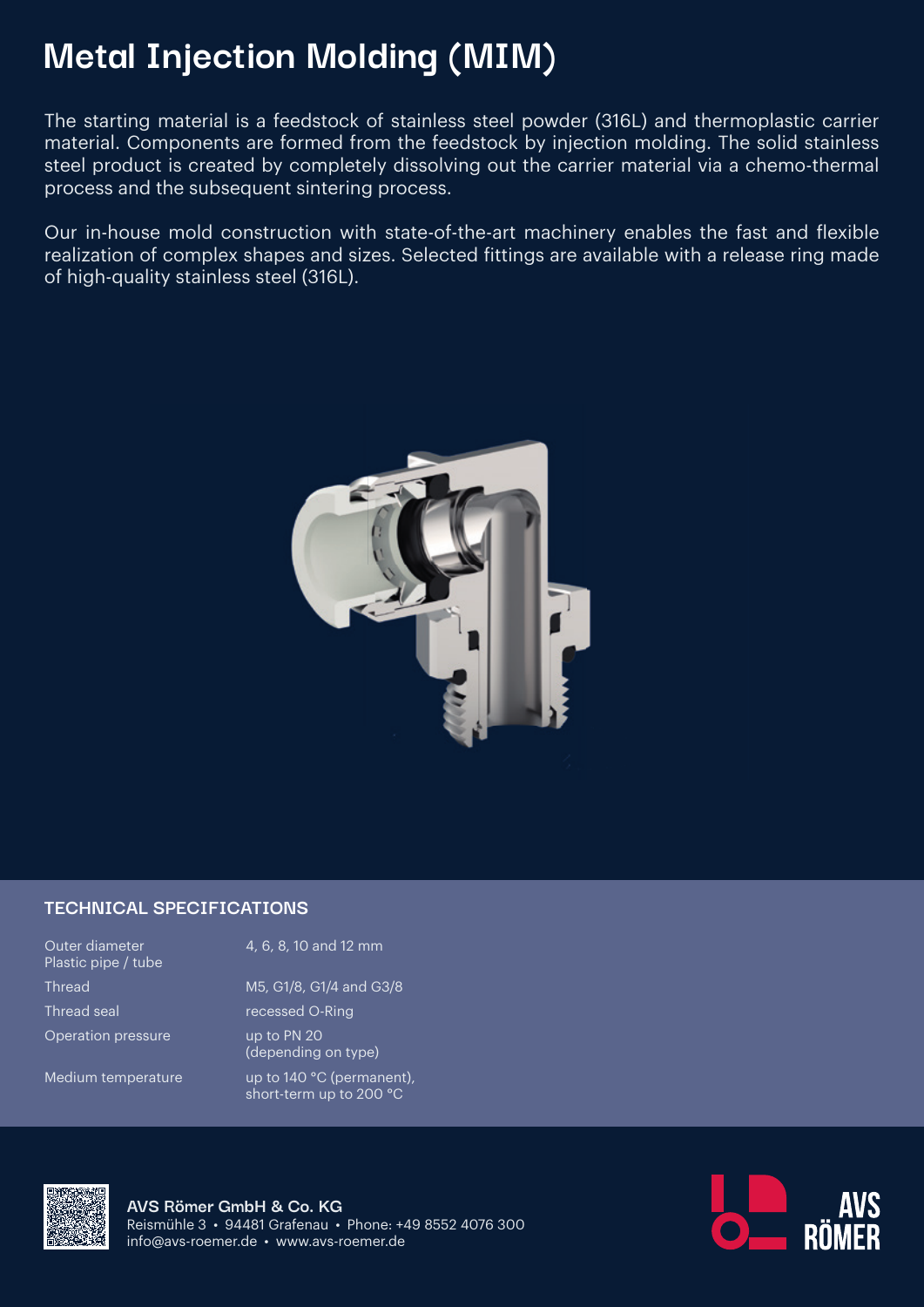# Metal Injection Molding (MIM)

The starting material is a feedstock of stainless steel powder (316L) and thermoplastic carrier material. Components are formed from the feedstock by injection molding. The solid stainless steel product is created by completely dissolving out the carrier material via a chemo-thermal process and the subsequent sintering process.

Our in-house mold construction with state-of-the-art machinery enables the fast and flexible realization of complex shapes and sizes. Selected fittings are available with a release ring made of high-quality stainless steel (316L).

## TECHNICAL SPECIFICATIONS

| | |
|---|---|
| Outer diameter Plastic pipe / tube | 4, 6, 8, 10 and 12 mm |
| Thread | M5, G1/8, G1/4 and G3/8 |
| Thread seal | recessed O-Ring |
| Operation pressure | up to PN 20 (depending on type) |
| Medium temperature | up to 140 °C (permanent), short-term up to 200 °C |

**AVS Römer GmbH & Co. KG**
Reismühle 3 • 94481 Grafenau • Phone: +49 8552 4076 300
info@avs-roemer.de • www.avs-roemer.de

AVS RÖMER